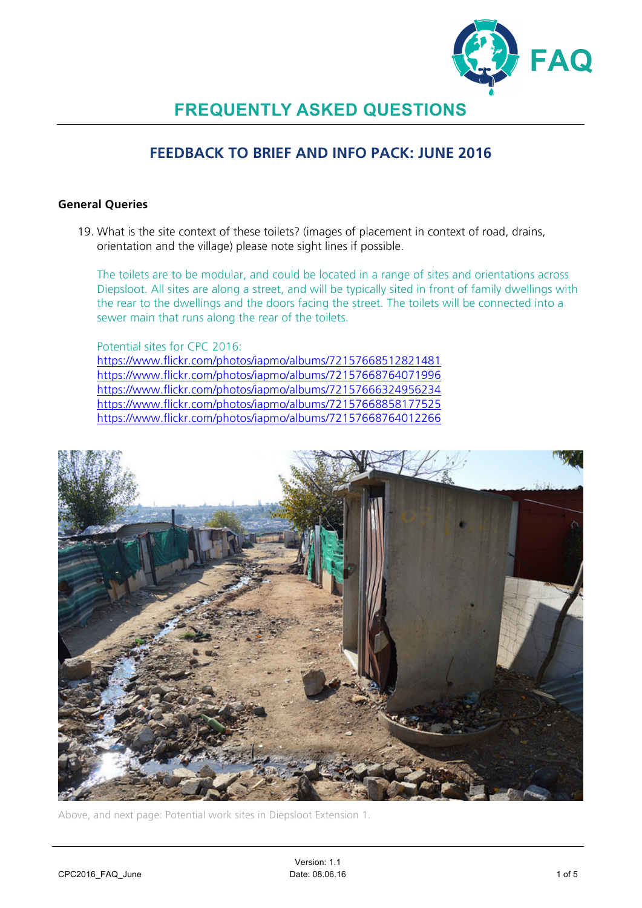# FREQUENTLY ASKED QUESTIONS

## FEEDBACK TO BRIEF AND INFO PACK: JUNE 2016

### General Queries

19. What is the site context of these toilets? (images of placement in context of road, drains, orientation and the village) please note sight lines if possible.

    The toilets are to be modular, and could be located in a range of sites and orientations across Diepsloot. All sites are along a street, and will be typically sited in front of family dwellings with the rear to the dwellings and the doors facing the street. The toilets will be connected into a sewer main that runs along the rear of the toilets.

    Potential sites for CPC 2016:
    https://www.flickr.com/photos/iapmo/albums/72157668512821481
    https://www.flickr.com/photos/iapmo/albums/72157668764071996
    https://www.flickr.com/photos/iapmo/albums/72157666324956234
    https://www.flickr.com/photos/iapmo/albums/72157668858177525
    https://www.flickr.com/photos/iapmo/albums/72157668764012266

Above, and next page: Potential work sites in Diepsloot Extension 1.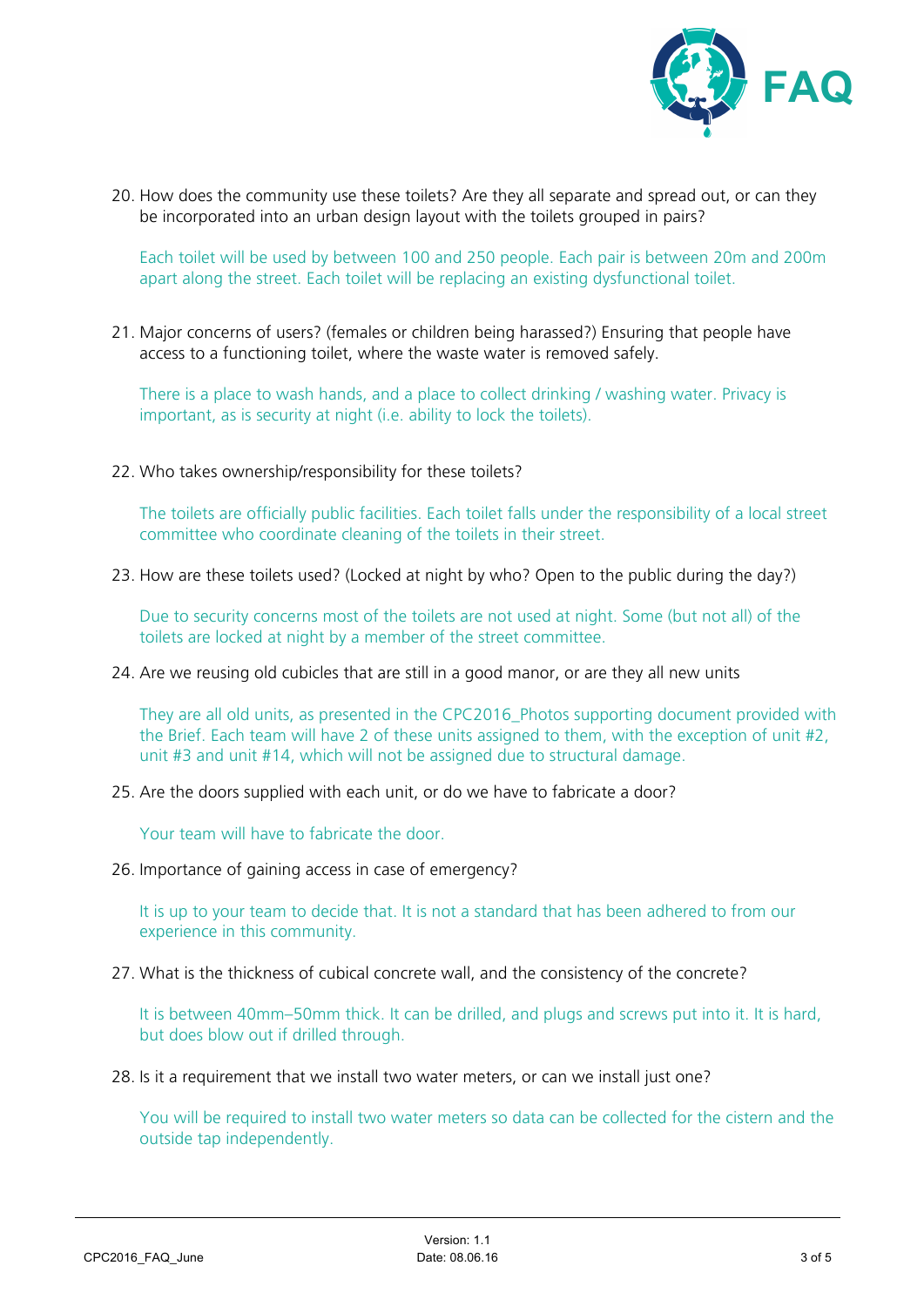20. How does the community use these toilets? Are they all separate and spread out, or can they be incorporated into an urban design layout with the toilets grouped in pairs?

    Each toilet will be used by between 100 and 250 people. Each pair is between 20m and 200m apart along the street. Each toilet will be replacing an existing dysfunctional toilet.

21. Major concerns of users? (females or children being harassed?) Ensuring that people have access to a functioning toilet, where the waste water is removed safely.

    There is a place to wash hands, and a place to collect drinking / washing water. Privacy is important, as is security at night (i.e. ability to lock the toilets).

22. Who takes ownership/responsibility for these toilets?

    The toilets are officially public facilities. Each toilet falls under the responsibility of a local street committee who coordinate cleaning of the toilets in their street.

23. How are these toilets used? (Locked at night by who? Open to the public during the day?)

    Due to security concerns most of the toilets are not used at night. Some (but not all) of the toilets are locked at night by a member of the street committee.

24. Are we reusing old cubicles that are still in a good manor, or are they all new units

    They are all old units, as presented in the CPC2016_Photos supporting document provided with the Brief. Each team will have 2 of these units assigned to them, with the exception of unit #2, unit #3 and unit #14, which will not be assigned due to structural damage.

25. Are the doors supplied with each unit, or do we have to fabricate a door?

    Your team will have to fabricate the door.

26. Importance of gaining access in case of emergency?

    It is up to your team to decide that. It is not a standard that has been adhered to from our experience in this community.

27. What is the thickness of cubical concrete wall, and the consistency of the concrete?

    It is between 40mm–50mm thick. It can be drilled, and plugs and screws put into it. It is hard, but does blow out if drilled through.

28. Is it a requirement that we install two water meters, or can we install just one?

    You will be required to install two water meters so data can be collected for the cistern and the outside tap independently.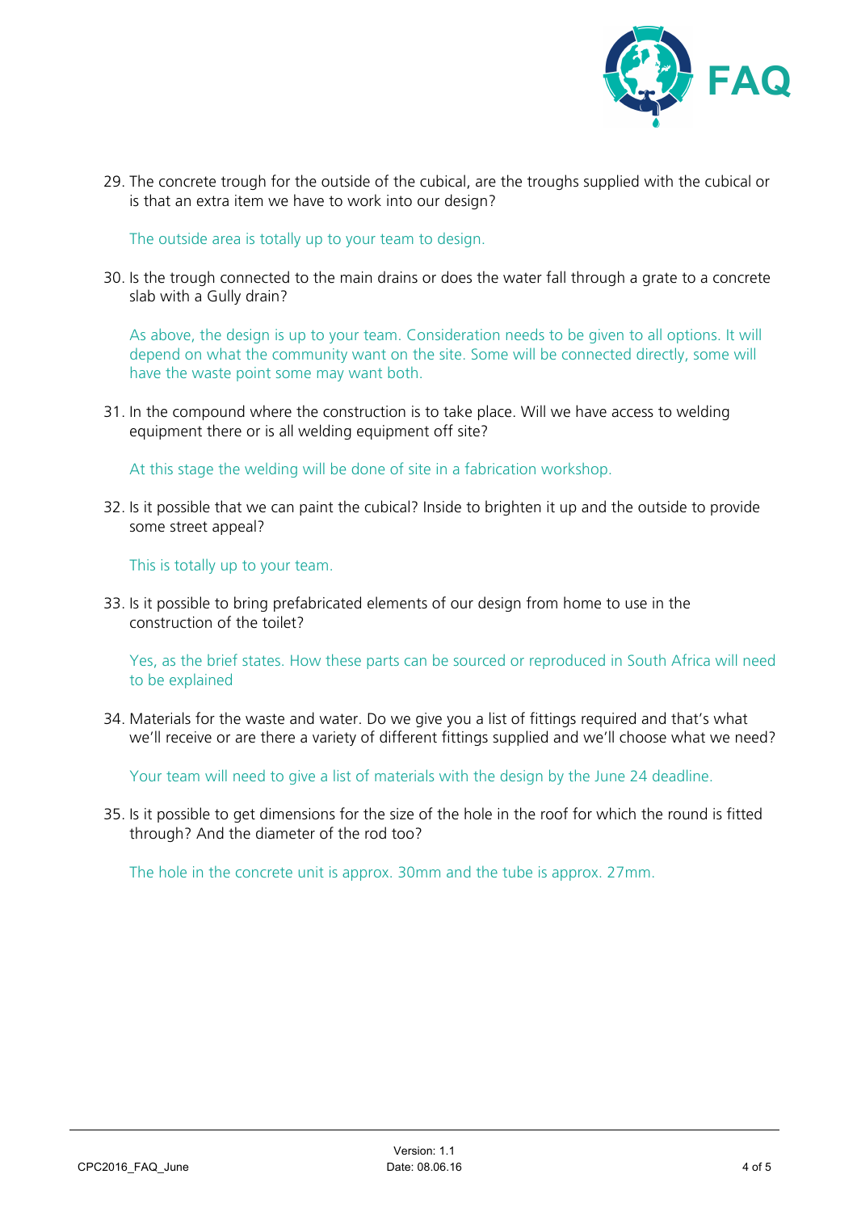29. The concrete trough for the outside of the cubical, are the troughs supplied with the cubical or is that an extra item we have to work into our design?

    The outside area is totally up to your team to design.

30. Is the trough connected to the main drains or does the water fall through a grate to a concrete slab with a Gully drain?

    As above, the design is up to your team. Consideration needs to be given to all options. It will depend on what the community want on the site. Some will be connected directly, some will have the waste point some may want both.

31. In the compound where the construction is to take place. Will we have access to welding equipment there or is all welding equipment off site?

    At this stage the welding will be done of site in a fabrication workshop.

32. Is it possible that we can paint the cubical? Inside to brighten it up and the outside to provide some street appeal?

    This is totally up to your team.

33. Is it possible to bring prefabricated elements of our design from home to use in the construction of the toilet?

    Yes, as the brief states. How these parts can be sourced or reproduced in South Africa will need to be explained

34. Materials for the waste and water. Do we give you a list of fittings required and that's what we'll receive or are there a variety of different fittings supplied and we'll choose what we need?

    Your team will need to give a list of materials with the design by the June 24 deadline.

35. Is it possible to get dimensions for the size of the hole in the roof for which the round is fitted through? And the diameter of the rod too?

    The hole in the concrete unit is approx. 30mm and the tube is approx. 27mm.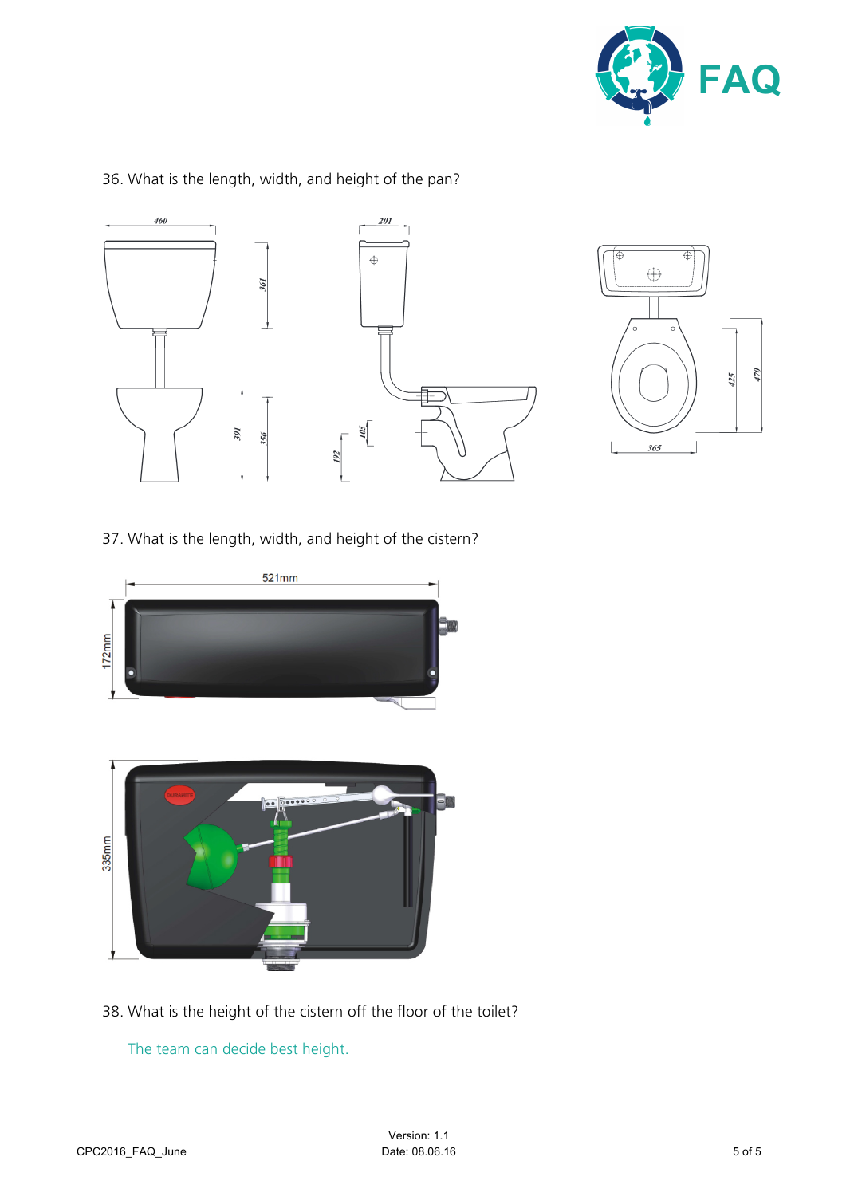36. What is the length, width, and height of the pan?

460

361

391

356

201

105

192

425

470

365

37. What is the length, width, and height of the cistern?

521mm

172mm

335mm

38. What is the height of the cistern off the floor of the toilet?

The team can decide best height.